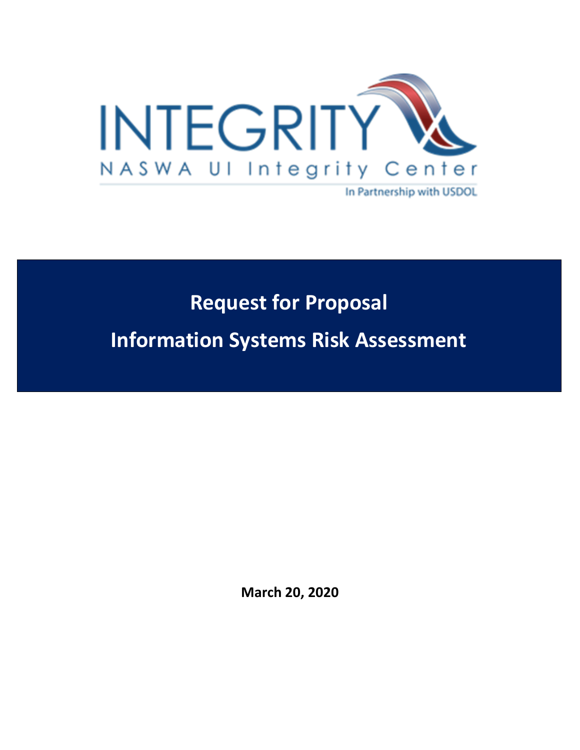INTEGRITY

NASWA UI Integrity Center

In Partnership with USDOL

# Request for Proposal

# Information Systems Risk Assessment

**March 20, 2020**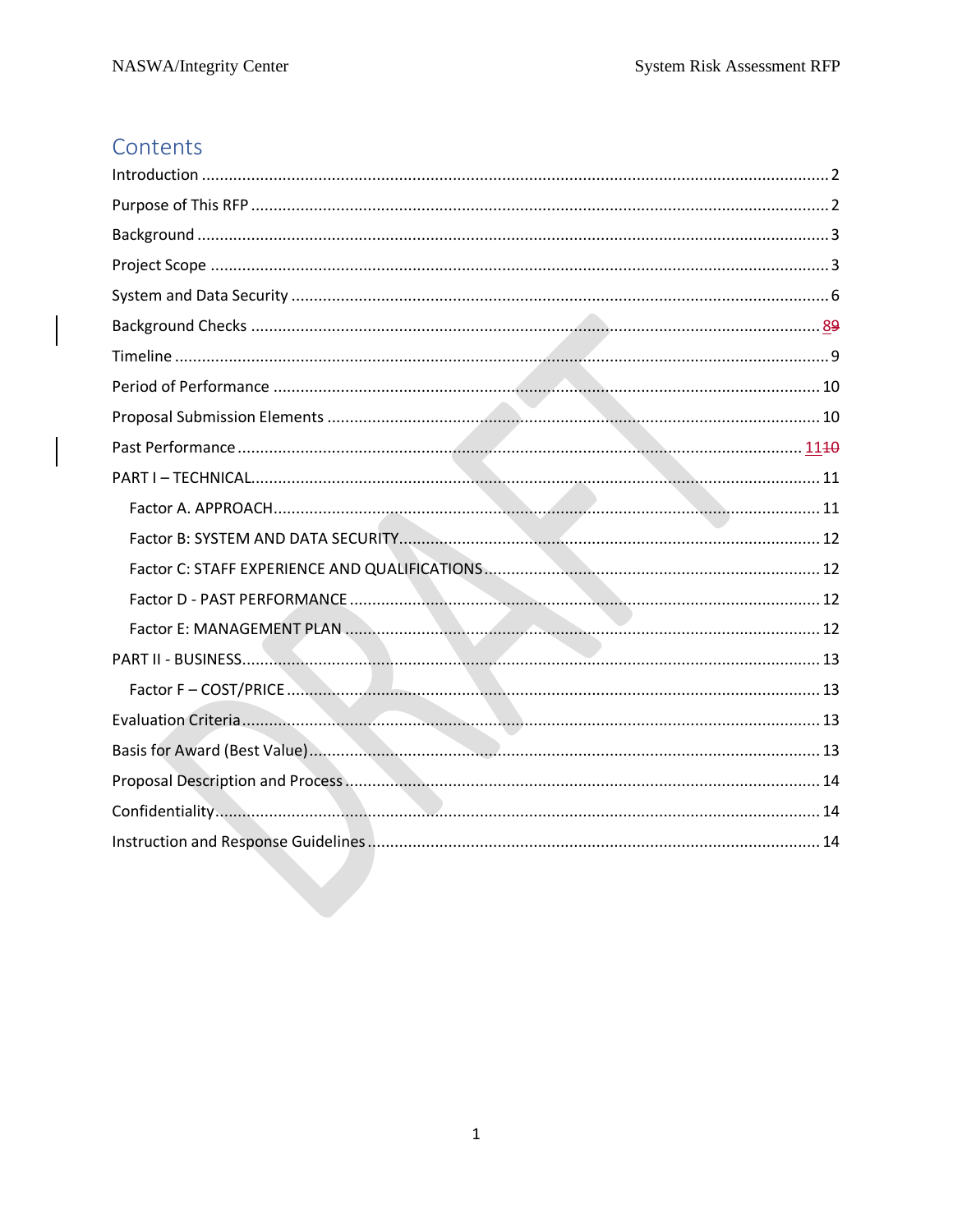# Contents

Introduction .......... 2

Purpose of This RFP .......... 2

Background .......... 3

Project Scope .......... 3

System and Data Security .......... 6

Background Checks .......... 89

Timeline .......... 9

Period of Performance .......... 10

Proposal Submission Elements .......... 10

Past Performance .......... 1110

PART I – TECHNICAL .......... 11

- Factor A. APPROACH .......... 11
- Factor B: SYSTEM AND DATA SECURITY .......... 12
- Factor C: STAFF EXPERIENCE AND QUALIFICATIONS .......... 12
- Factor D - PAST PERFORMANCE .......... 12
- Factor E: MANAGEMENT PLAN .......... 12

PART II - BUSINESS .......... 13

- Factor F – COST/PRICE .......... 13

Evaluation Criteria .......... 13

Basis for Award (Best Value) .......... 13

Proposal Description and Process .......... 14

Confidentiality .......... 14

Instruction and Response Guidelines .......... 14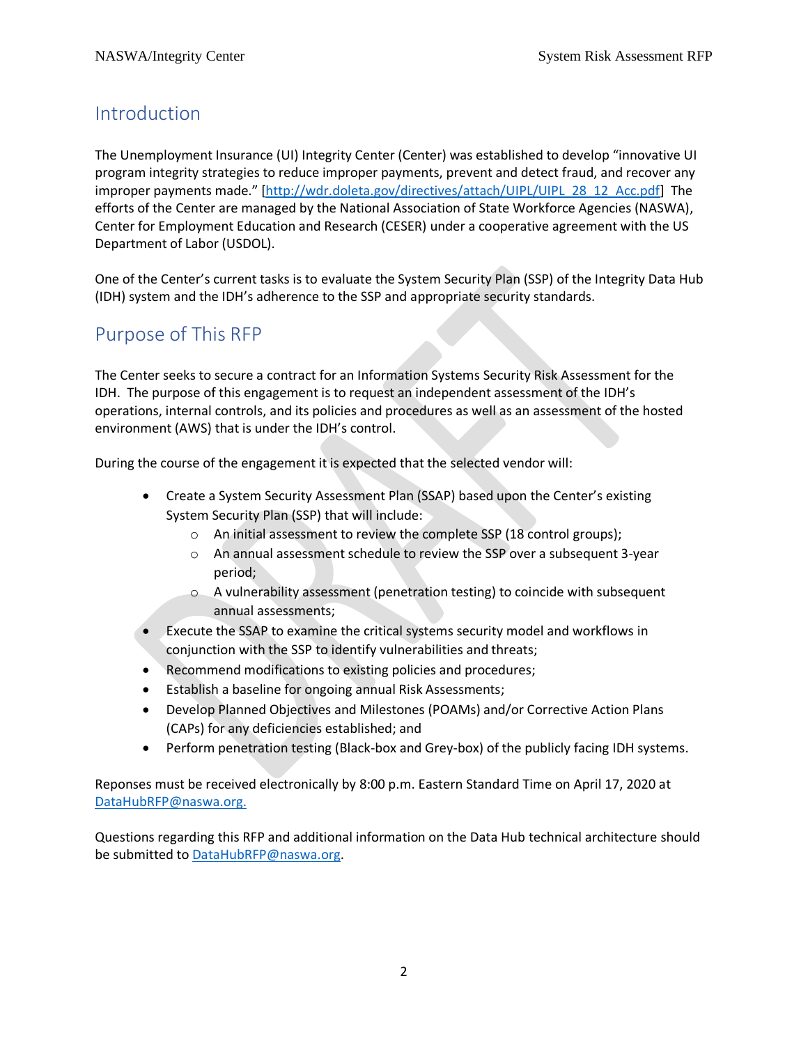## Introduction

The Unemployment Insurance (UI) Integrity Center (Center) was established to develop "innovative UI program integrity strategies to reduce improper payments, prevent and detect fraud, and recover any improper payments made." [http://wdr.doleta.gov/directives/attach/UIPL/UIPL_28_12_Acc.pdf] The efforts of the Center are managed by the National Association of State Workforce Agencies (NASWA), Center for Employment Education and Research (CESER) under a cooperative agreement with the US Department of Labor (USDOL).

One of the Center's current tasks is to evaluate the System Security Plan (SSP) of the Integrity Data Hub (IDH) system and the IDH's adherence to the SSP and appropriate security standards.

## Purpose of This RFP

The Center seeks to secure a contract for an Information Systems Security Risk Assessment for the IDH. The purpose of this engagement is to request an independent assessment of the IDH's operations, internal controls, and its policies and procedures as well as an assessment of the hosted environment (AWS) that is under the IDH's control.

During the course of the engagement it is expected that the selected vendor will:

- Create a System Security Assessment Plan (SSAP) based upon the Center's existing System Security Plan (SSP) that will include:
  - An initial assessment to review the complete SSP (18 control groups);
  - An annual assessment schedule to review the SSP over a subsequent 3-year period;
  - A vulnerability assessment (penetration testing) to coincide with subsequent annual assessments;
- Execute the SSAP to examine the critical systems security model and workflows in conjunction with the SSP to identify vulnerabilities and threats;
- Recommend modifications to existing policies and procedures;
- Establish a baseline for ongoing annual Risk Assessments;
- Develop Planned Objectives and Milestones (POAMs) and/or Corrective Action Plans (CAPs) for any deficiencies established; and
- Perform penetration testing (Black-box and Grey-box) of the publicly facing IDH systems.

Reponses must be received electronically by 8:00 p.m. Eastern Standard Time on April 17, 2020 at DataHubRFP@naswa.org.

Questions regarding this RFP and additional information on the Data Hub technical architecture should be submitted to DataHubRFP@naswa.org.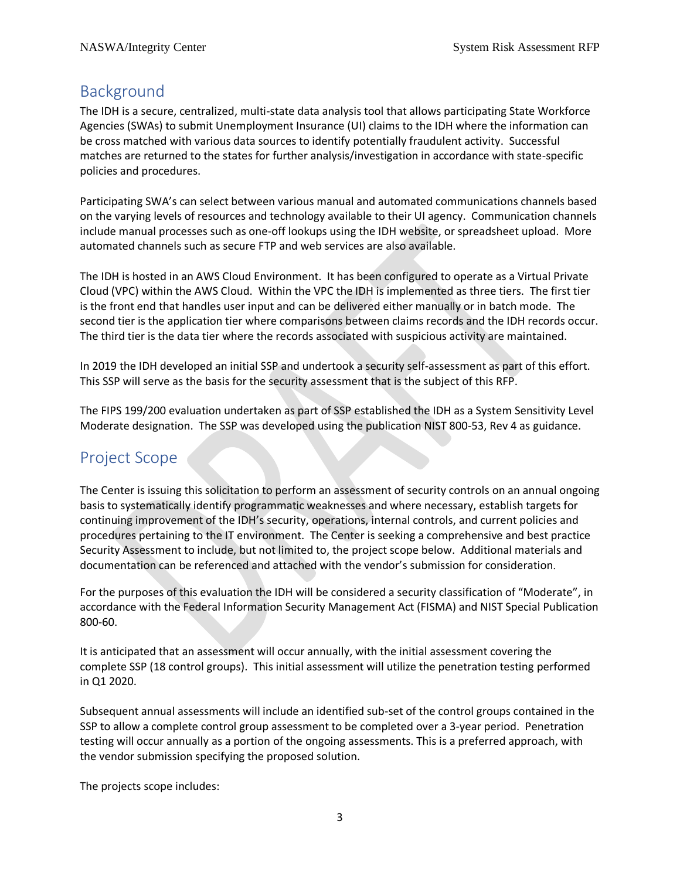## Background

The IDH is a secure, centralized, multi-state data analysis tool that allows participating State Workforce Agencies (SWAs) to submit Unemployment Insurance (UI) claims to the IDH where the information can be cross matched with various data sources to identify potentially fraudulent activity. Successful matches are returned to the states for further analysis/investigation in accordance with state-specific policies and procedures.

Participating SWA's can select between various manual and automated communications channels based on the varying levels of resources and technology available to their UI agency. Communication channels include manual processes such as one-off lookups using the IDH website, or spreadsheet upload. More automated channels such as secure FTP and web services are also available.

The IDH is hosted in an AWS Cloud Environment. It has been configured to operate as a Virtual Private Cloud (VPC) within the AWS Cloud. Within the VPC the IDH is implemented as three tiers. The first tier is the front end that handles user input and can be delivered either manually or in batch mode. The second tier is the application tier where comparisons between claims records and the IDH records occur. The third tier is the data tier where the records associated with suspicious activity are maintained.

In 2019 the IDH developed an initial SSP and undertook a security self-assessment as part of this effort. This SSP will serve as the basis for the security assessment that is the subject of this RFP.

The FIPS 199/200 evaluation undertaken as part of SSP established the IDH as a System Sensitivity Level Moderate designation. The SSP was developed using the publication NIST 800-53, Rev 4 as guidance.

## Project Scope

The Center is issuing this solicitation to perform an assessment of security controls on an annual ongoing basis to systematically identify programmatic weaknesses and where necessary, establish targets for continuing improvement of the IDH's security, operations, internal controls, and current policies and procedures pertaining to the IT environment. The Center is seeking a comprehensive and best practice Security Assessment to include, but not limited to, the project scope below. Additional materials and documentation can be referenced and attached with the vendor's submission for consideration.

For the purposes of this evaluation the IDH will be considered a security classification of "Moderate", in accordance with the Federal Information Security Management Act (FISMA) and NIST Special Publication 800-60.

It is anticipated that an assessment will occur annually, with the initial assessment covering the complete SSP (18 control groups). This initial assessment will utilize the penetration testing performed in Q1 2020.

Subsequent annual assessments will include an identified sub-set of the control groups contained in the SSP to allow a complete control group assessment to be completed over a 3-year period. Penetration testing will occur annually as a portion of the ongoing assessments. This is a preferred approach, with the vendor submission specifying the proposed solution.

The projects scope includes: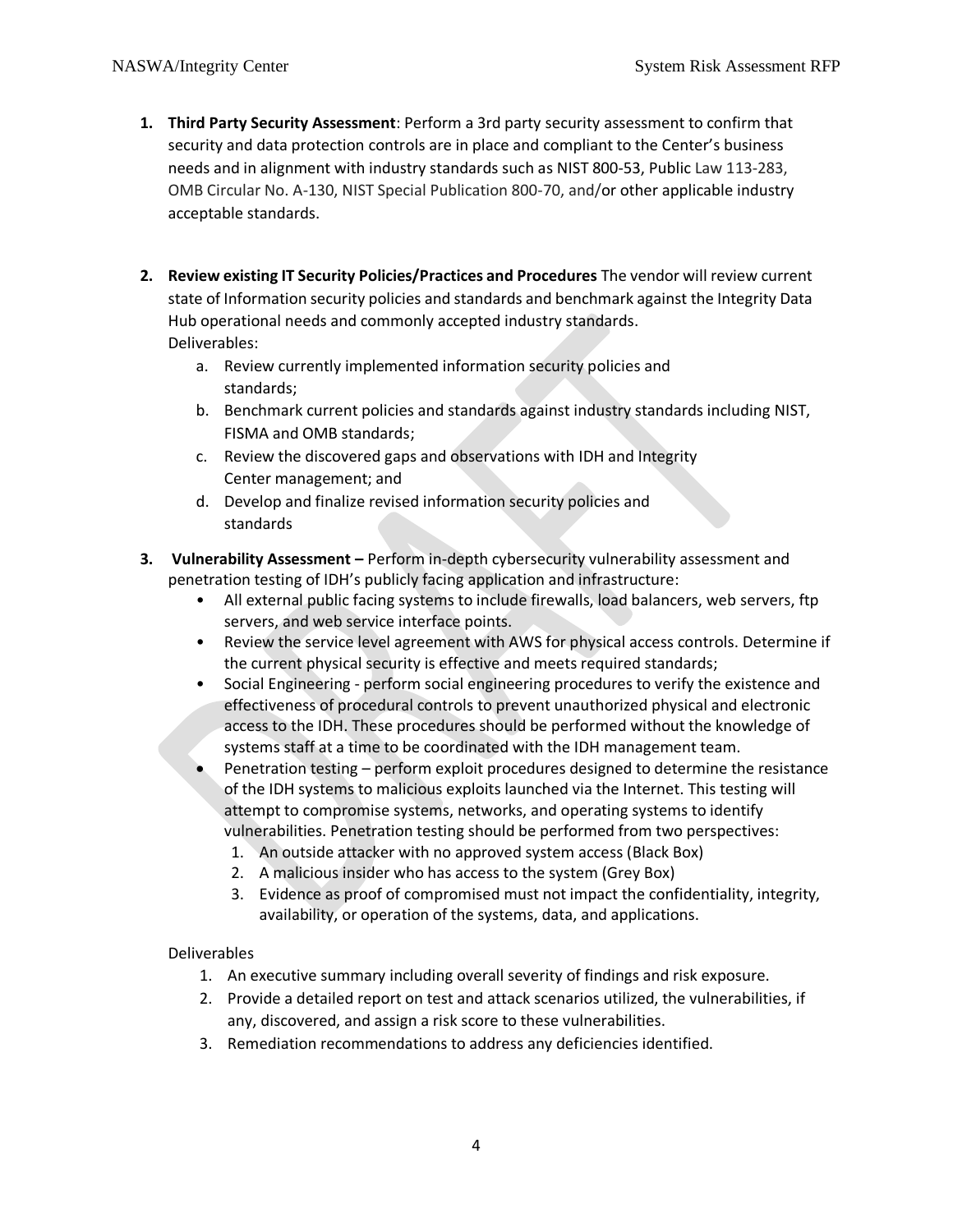1. **Third Party Security Assessment**: Perform a 3rd party security assessment to confirm that security and data protection controls are in place and compliant to the Center's business needs and in alignment with industry standards such as NIST 800-53, Public Law 113-283, OMB Circular No. A-130, NIST Special Publication 800-70, and/or other applicable industry acceptable standards.

2. **Review existing IT Security Policies/Practices and Procedures** The vendor will review current state of Information security policies and standards and benchmark against the Integrity Data Hub operational needs and commonly accepted industry standards.
   Deliverables:
   a. Review currently implemented information security policies and standards;
   b. Benchmark current policies and standards against industry standards including NIST, FISMA and OMB standards;
   c. Review the discovered gaps and observations with IDH and Integrity Center management; and
   d. Develop and finalize revised information security policies and standards

3. **Vulnerability Assessment –** Perform in-depth cybersecurity vulnerability assessment and penetration testing of IDH's publicly facing application and infrastructure:
   - All external public facing systems to include firewalls, load balancers, web servers, ftp servers, and web service interface points.
   - Review the service level agreement with AWS for physical access controls. Determine if the current physical security is effective and meets required standards;
   - Social Engineering - perform social engineering procedures to verify the existence and effectiveness of procedural controls to prevent unauthorized physical and electronic access to the IDH. These procedures should be performed without the knowledge of systems staff at a time to be coordinated with the IDH management team.
   - Penetration testing – perform exploit procedures designed to determine the resistance of the IDH systems to malicious exploits launched via the Internet. This testing will attempt to compromise systems, networks, and operating systems to identify vulnerabilities. Penetration testing should be performed from two perspectives:
     1. An outside attacker with no approved system access (Black Box)
     2. A malicious insider who has access to the system (Grey Box)
     3. Evidence as proof of compromised must not impact the confidentiality, integrity, availability, or operation of the systems, data, and applications.

   Deliverables
   1. An executive summary including overall severity of findings and risk exposure.
   2. Provide a detailed report on test and attack scenarios utilized, the vulnerabilities, if any, discovered, and assign a risk score to these vulnerabilities.
   3. Remediation recommendations to address any deficiencies identified.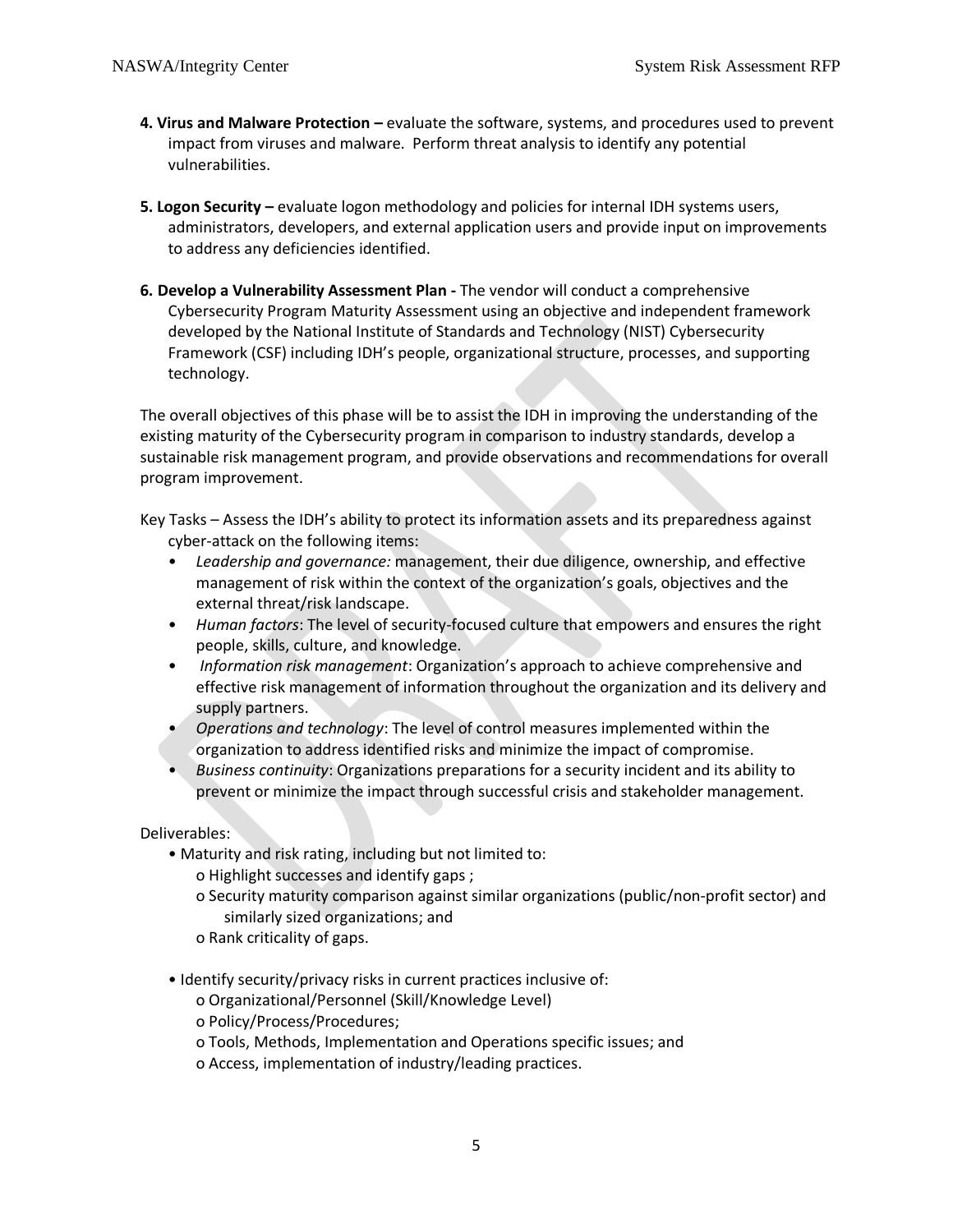**4. Virus and Malware Protection –** evaluate the software, systems, and procedures used to prevent impact from viruses and malware. Perform threat analysis to identify any potential vulnerabilities.

**5. Logon Security –** evaluate logon methodology and policies for internal IDH systems users, administrators, developers, and external application users and provide input on improvements to address any deficiencies identified.

**6. Develop a Vulnerability Assessment Plan -** The vendor will conduct a comprehensive Cybersecurity Program Maturity Assessment using an objective and independent framework developed by the National Institute of Standards and Technology (NIST) Cybersecurity Framework (CSF) including IDH's people, organizational structure, processes, and supporting technology.

The overall objectives of this phase will be to assist the IDH in improving the understanding of the existing maturity of the Cybersecurity program in comparison to industry standards, develop a sustainable risk management program, and provide observations and recommendations for overall program improvement.

Key Tasks – Assess the IDH's ability to protect its information assets and its preparedness against cyber-attack on the following items:

- *Leadership and governance:* management, their due diligence, ownership, and effective management of risk within the context of the organization's goals, objectives and the external threat/risk landscape.
- *Human factors*: The level of security-focused culture that empowers and ensures the right people, skills, culture, and knowledge.
- *Information risk management*: Organization's approach to achieve comprehensive and effective risk management of information throughout the organization and its delivery and supply partners.
- *Operations and technology*: The level of control measures implemented within the organization to address identified risks and minimize the impact of compromise.
- *Business continuity*: Organizations preparations for a security incident and its ability to prevent or minimize the impact through successful crisis and stakeholder management.

Deliverables:

- Maturity and risk rating, including but not limited to:
  - o Highlight successes and identify gaps ;
  - o Security maturity comparison against similar organizations (public/non-profit sector) and similarly sized organizations; and
  - o Rank criticality of gaps.

- Identify security/privacy risks in current practices inclusive of:
  - o Organizational/Personnel (Skill/Knowledge Level)
  - o Policy/Process/Procedures;
  - o Tools, Methods, Implementation and Operations specific issues; and
  - o Access, implementation of industry/leading practices.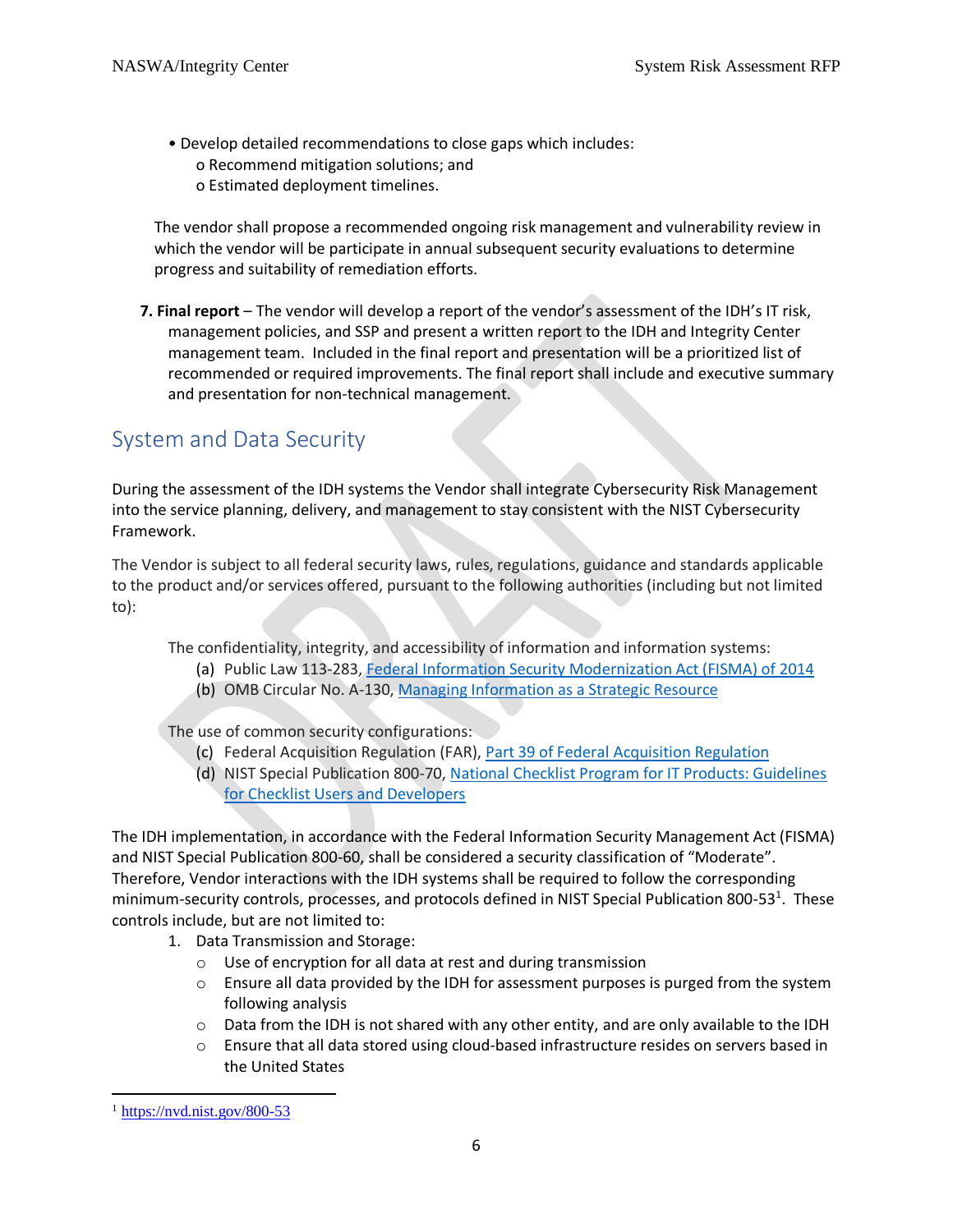- Develop detailed recommendations to close gaps which includes:
  - o Recommend mitigation solutions; and
  - o Estimated deployment timelines.

The vendor shall propose a recommended ongoing risk management and vulnerability review in which the vendor will be participate in annual subsequent security evaluations to determine progress and suitability of remediation efforts.

7. **Final report** – The vendor will develop a report of the vendor's assessment of the IDH's IT risk, management policies, and SSP and present a written report to the IDH and Integrity Center management team. Included in the final report and presentation will be a prioritized list of recommended or required improvements. The final report shall include and executive summary and presentation for non-technical management.

## System and Data Security

During the assessment of the IDH systems the Vendor shall integrate Cybersecurity Risk Management into the service planning, delivery, and management to stay consistent with the NIST Cybersecurity Framework.

The Vendor is subject to all federal security laws, rules, regulations, guidance and standards applicable to the product and/or services offered, pursuant to the following authorities (including but not limited to):

The confidentiality, integrity, and accessibility of information and information systems:

(a) Public Law 113-283, Federal Information Security Modernization Act (FISMA) of 2014
(b) OMB Circular No. A-130, Managing Information as a Strategic Resource

The use of common security configurations:

(c) Federal Acquisition Regulation (FAR), Part 39 of Federal Acquisition Regulation
(d) NIST Special Publication 800-70, National Checklist Program for IT Products: Guidelines for Checklist Users and Developers

The IDH implementation, in accordance with the Federal Information Security Management Act (FISMA) and NIST Special Publication 800-60, shall be considered a security classification of "Moderate". Therefore, Vendor interactions with the IDH systems shall be required to follow the corresponding minimum-security controls, processes, and protocols defined in NIST Special Publication 800-53[1]. These controls include, but are not limited to:

1. Data Transmission and Storage:
   - Use of encryption for all data at rest and during transmission
   - Ensure all data provided by the IDH for assessment purposes is purged from the system following analysis
   - Data from the IDH is not shared with any other entity, and are only available to the IDH
   - Ensure that all data stored using cloud-based infrastructure resides on servers based in the United States

[1] https://nvd.nist.gov/800-53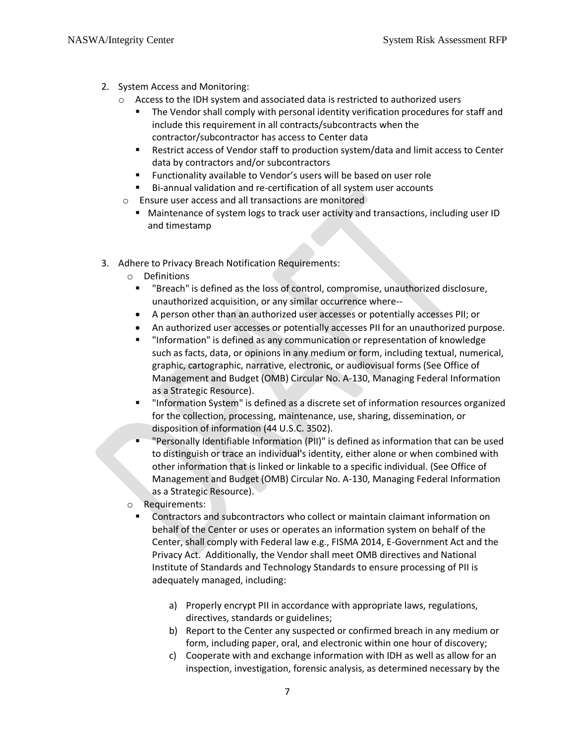2. System Access and Monitoring:
   - Access to the IDH system and associated data is restricted to authorized users
     - The Vendor shall comply with personal identity verification procedures for staff and include this requirement in all contracts/subcontracts when the contractor/subcontractor has access to Center data
     - Restrict access of Vendor staff to production system/data and limit access to Center data by contractors and/or subcontractors
     - Functionality available to Vendor's users will be based on user role
     - Bi-annual validation and re-certification of all system user accounts
   - Ensure user access and all transactions are monitored
     - Maintenance of system logs to track user activity and transactions, including user ID and timestamp

3. Adhere to Privacy Breach Notification Requirements:
   - Definitions
     - "Breach" is defined as the loss of control, compromise, unauthorized disclosure, unauthorized acquisition, or any similar occurrence where--
     - A person other than an authorized user accesses or potentially accesses PII; or
     - An authorized user accesses or potentially accesses PII for an unauthorized purpose.
     - "Information" is defined as any communication or representation of knowledge such as facts, data, or opinions in any medium or form, including textual, numerical, graphic, cartographic, narrative, electronic, or audiovisual forms (See Office of Management and Budget (OMB) Circular No. A-130, Managing Federal Information as a Strategic Resource).
     - "Information System" is defined as a discrete set of information resources organized for the collection, processing, maintenance, use, sharing, dissemination, or disposition of information (44 U.S.C. 3502).
     - "Personally Identifiable Information (PII)" is defined as information that can be used to distinguish or trace an individual's identity, either alone or when combined with other information that is linked or linkable to a specific individual. (See Office of Management and Budget (OMB) Circular No. A-130, Managing Federal Information as a Strategic Resource).
   - Requirements:
     - Contractors and subcontractors who collect or maintain claimant information on behalf of the Center or uses or operates an information system on behalf of the Center, shall comply with Federal law e.g., FISMA 2014, E-Government Act and the Privacy Act. Additionally, the Vendor shall meet OMB directives and National Institute of Standards and Technology Standards to ensure processing of PII is adequately managed, including:

       a) Properly encrypt PII in accordance with appropriate laws, regulations, directives, standards or guidelines;
       b) Report to the Center any suspected or confirmed breach in any medium or form, including paper, oral, and electronic within one hour of discovery;
       c) Cooperate with and exchange information with IDH as well as allow for an inspection, investigation, forensic analysis, as determined necessary by the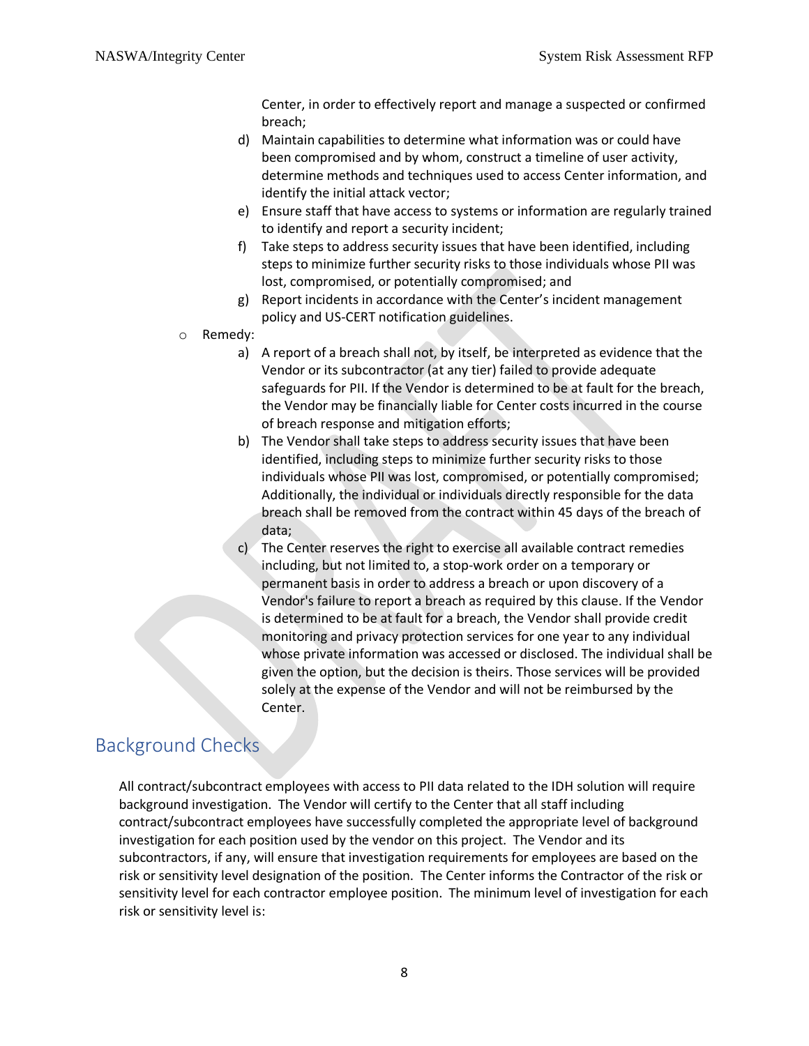Center, in order to effectively report and manage a suspected or confirmed breach;

d) Maintain capabilities to determine what information was or could have been compromised and by whom, construct a timeline of user activity, determine methods and techniques used to access Center information, and identify the initial attack vector;

e) Ensure staff that have access to systems or information are regularly trained to identify and report a security incident;

f) Take steps to address security issues that have been identified, including steps to minimize further security risks to those individuals whose PII was lost, compromised, or potentially compromised; and

g) Report incidents in accordance with the Center's incident management policy and US-CERT notification guidelines.

- Remedy:
  a) A report of a breach shall not, by itself, be interpreted as evidence that the Vendor or its subcontractor (at any tier) failed to provide adequate safeguards for PII. If the Vendor is determined to be at fault for the breach, the Vendor may be financially liable for Center costs incurred in the course of breach response and mitigation efforts;
  b) The Vendor shall take steps to address security issues that have been identified, including steps to minimize further security risks to those individuals whose PII was lost, compromised, or potentially compromised; Additionally, the individual or individuals directly responsible for the data breach shall be removed from the contract within 45 days of the breach of data;
  c) The Center reserves the right to exercise all available contract remedies including, but not limited to, a stop-work order on a temporary or permanent basis in order to address a breach or upon discovery of a Vendor's failure to report a breach as required by this clause. If the Vendor is determined to be at fault for a breach, the Vendor shall provide credit monitoring and privacy protection services for one year to any individual whose private information was accessed or disclosed. The individual shall be given the option, but the decision is theirs. Those services will be provided solely at the expense of the Vendor and will not be reimbursed by the Center.

## Background Checks

All contract/subcontract employees with access to PII data related to the IDH solution will require background investigation. The Vendor will certify to the Center that all staff including contract/subcontract employees have successfully completed the appropriate level of background investigation for each position used by the vendor on this project. The Vendor and its subcontractors, if any, will ensure that investigation requirements for employees are based on the risk or sensitivity level designation of the position. The Center informs the Contractor of the risk or sensitivity level for each contractor employee position. The minimum level of investigation for each risk or sensitivity level is: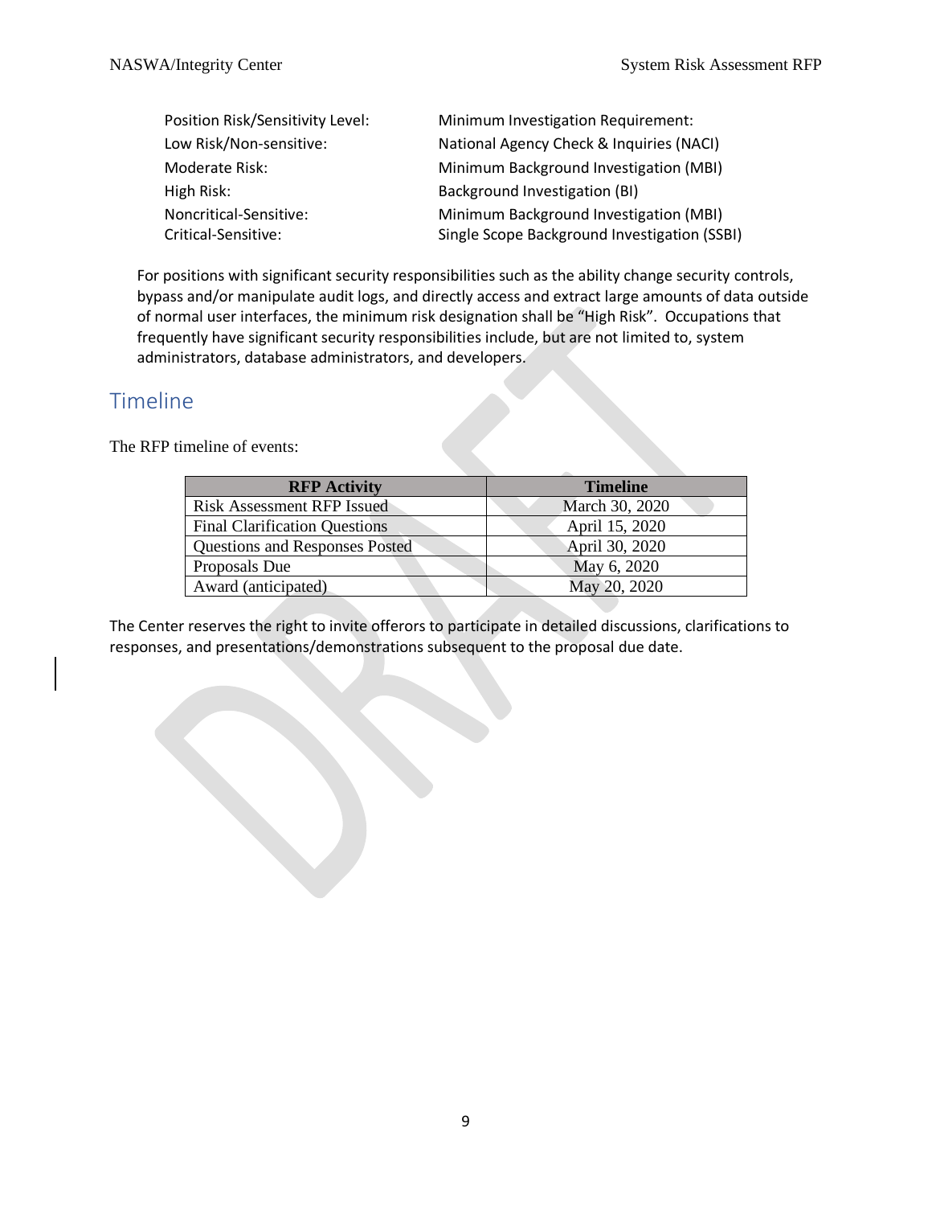| Position Risk/Sensitivity Level: | Minimum Investigation Requirement: |
| --- | --- |
| Low Risk/Non-sensitive: | National Agency Check & Inquiries (NACI) |
| Moderate Risk: | Minimum Background Investigation (MBI) |
| High Risk: | Background Investigation (BI) |
| Noncritical-Sensitive: | Minimum Background Investigation (MBI) |
| Critical-Sensitive: | Single Scope Background Investigation (SSBI) |

For positions with significant security responsibilities such as the ability change security controls, bypass and/or manipulate audit logs, and directly access and extract large amounts of data outside of normal user interfaces, the minimum risk designation shall be "High Risk". Occupations that frequently have significant security responsibilities include, but are not limited to, system administrators, database administrators, and developers.

## Timeline

The RFP timeline of events:

| RFP Activity | Timeline |
| --- | --- |
| Risk Assessment RFP Issued | March 30, 2020 |
| Final Clarification Questions | April 15, 2020 |
| Questions and Responses Posted | April 30, 2020 |
| Proposals Due | May 6, 2020 |
| Award (anticipated) | May 20, 2020 |

The Center reserves the right to invite offerors to participate in detailed discussions, clarifications to responses, and presentations/demonstrations subsequent to the proposal due date.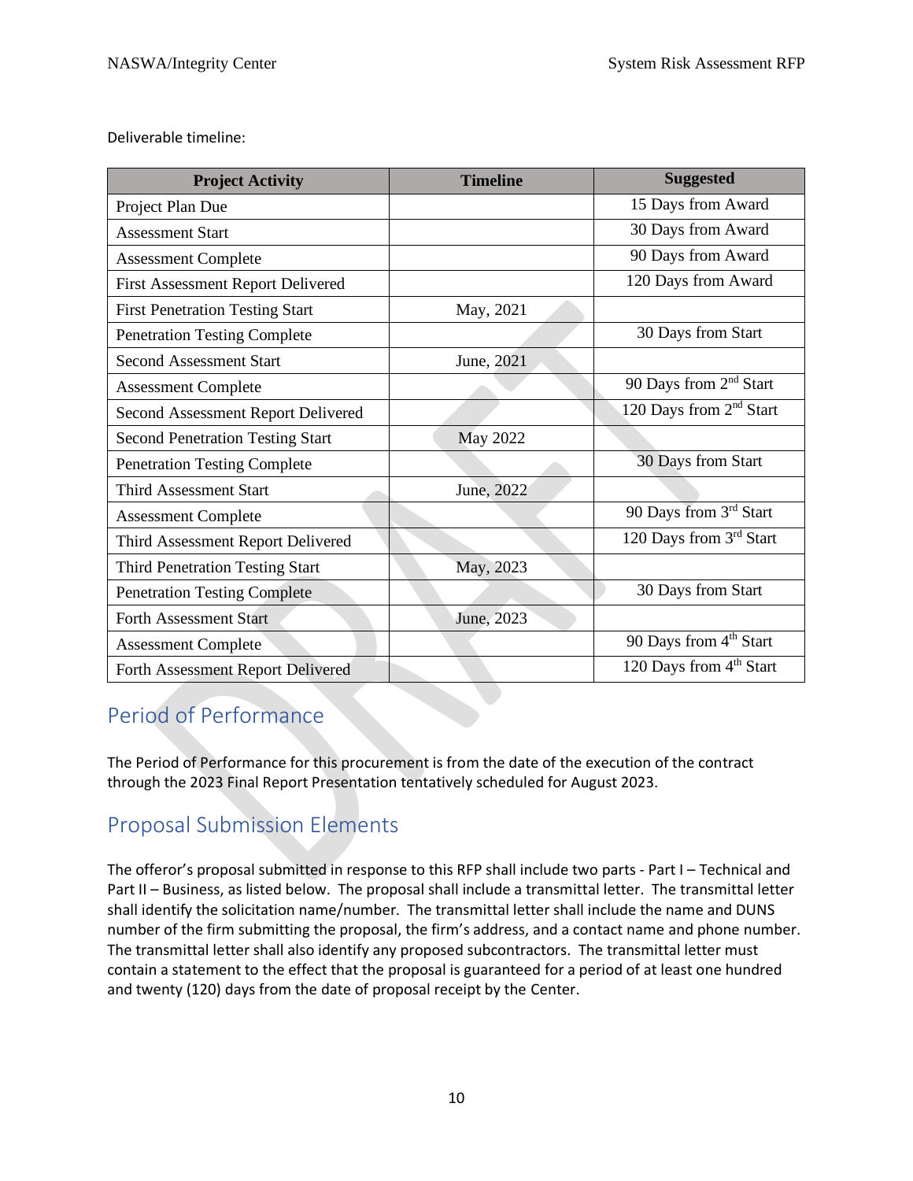Deliverable timeline:

| Project Activity | Timeline | Suggested |
|---|---|---|
| Project Plan Due | | 15 Days from Award |
| Assessment Start | | 30 Days from Award |
| Assessment Complete | | 90 Days from Award |
| First Assessment Report Delivered | | 120 Days from Award |
| First Penetration Testing Start | May, 2021 | |
| Penetration Testing Complete | | 30 Days from Start |
| Second Assessment Start | June, 2021 | |
| Assessment Complete | | 90 Days from 2nd Start |
| Second Assessment Report Delivered | | 120 Days from 2nd Start |
| Second Penetration Testing Start | May 2022 | |
| Penetration Testing Complete | | 30 Days from Start |
| Third Assessment Start | June, 2022 | |
| Assessment Complete | | 90 Days from 3rd Start |
| Third Assessment Report Delivered | | 120 Days from 3rd Start |
| Third Penetration Testing Start | May, 2023 | |
| Penetration Testing Complete | | 30 Days from Start |
| Forth Assessment Start | June, 2023 | |
| Assessment Complete | | 90 Days from 4th Start |
| Forth Assessment Report Delivered | | 120 Days from 4th Start |

## Period of Performance

The Period of Performance for this procurement is from the date of the execution of the contract through the 2023 Final Report Presentation tentatively scheduled for August 2023.

## Proposal Submission Elements

The offeror's proposal submitted in response to this RFP shall include two parts - Part I – Technical and Part II – Business, as listed below. The proposal shall include a transmittal letter. The transmittal letter shall identify the solicitation name/number. The transmittal letter shall include the name and DUNS number of the firm submitting the proposal, the firm's address, and a contact name and phone number. The transmittal letter shall also identify any proposed subcontractors. The transmittal letter must contain a statement to the effect that the proposal is guaranteed for a period of at least one hundred and twenty (120) days from the date of proposal receipt by the Center.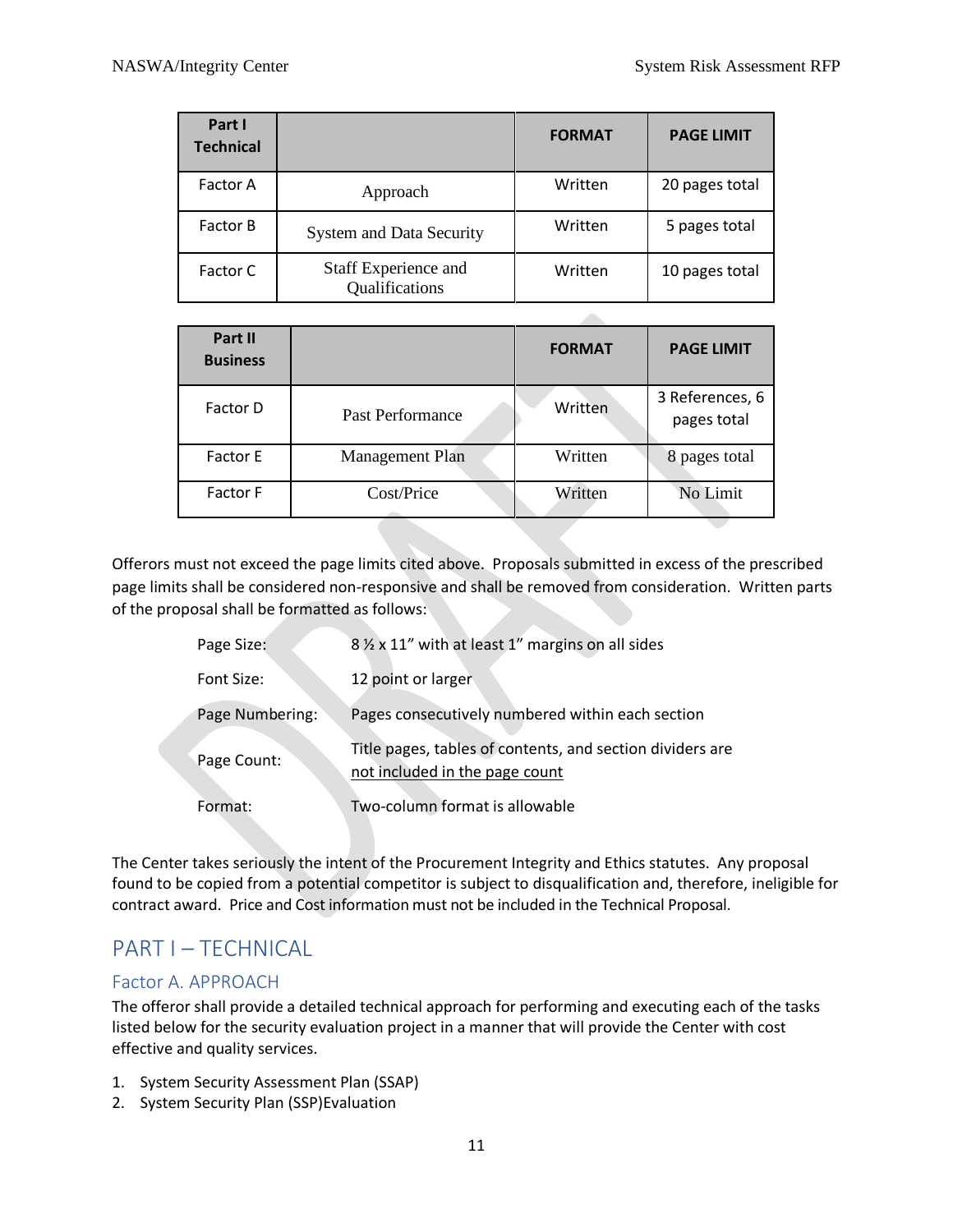| Part I Technical | | FORMAT | PAGE LIMIT |
|---|---|---|---|
| Factor A | Approach | Written | 20 pages total |
| Factor B | System and Data Security | Written | 5 pages total |
| Factor C | Staff Experience and Qualifications | Written | 10 pages total |

| Part II Business | | FORMAT | PAGE LIMIT |
|---|---|---|---|
| Factor D | Past Performance | Written | 3 References, 6 pages total |
| Factor E | Management Plan | Written | 8 pages total |
| Factor F | Cost/Price | Written | No Limit |

Offerors must not exceed the page limits cited above. Proposals submitted in excess of the prescribed page limits shall be considered non-responsive and shall be removed from consideration. Written parts of the proposal shall be formatted as follows:

| | |
|---|---|
| Page Size: | 8 ½ x 11" with at least 1" margins on all sides |
| Font Size: | 12 point or larger |
| Page Numbering: | Pages consecutively numbered within each section |
| Page Count: | Title pages, tables of contents, and section dividers are not included in the page count |
| Format: | Two-column format is allowable |

The Center takes seriously the intent of the Procurement Integrity and Ethics statutes. Any proposal found to be copied from a potential competitor is subject to disqualification and, therefore, ineligible for contract award. Price and Cost information must not be included in the Technical Proposal.

# PART I – TECHNICAL

## Factor A. APPROACH

The offeror shall provide a detailed technical approach for performing and executing each of the tasks listed below for the security evaluation project in a manner that will provide the Center with cost effective and quality services.

1. System Security Assessment Plan (SSAP)
2. System Security Plan (SSP)Evaluation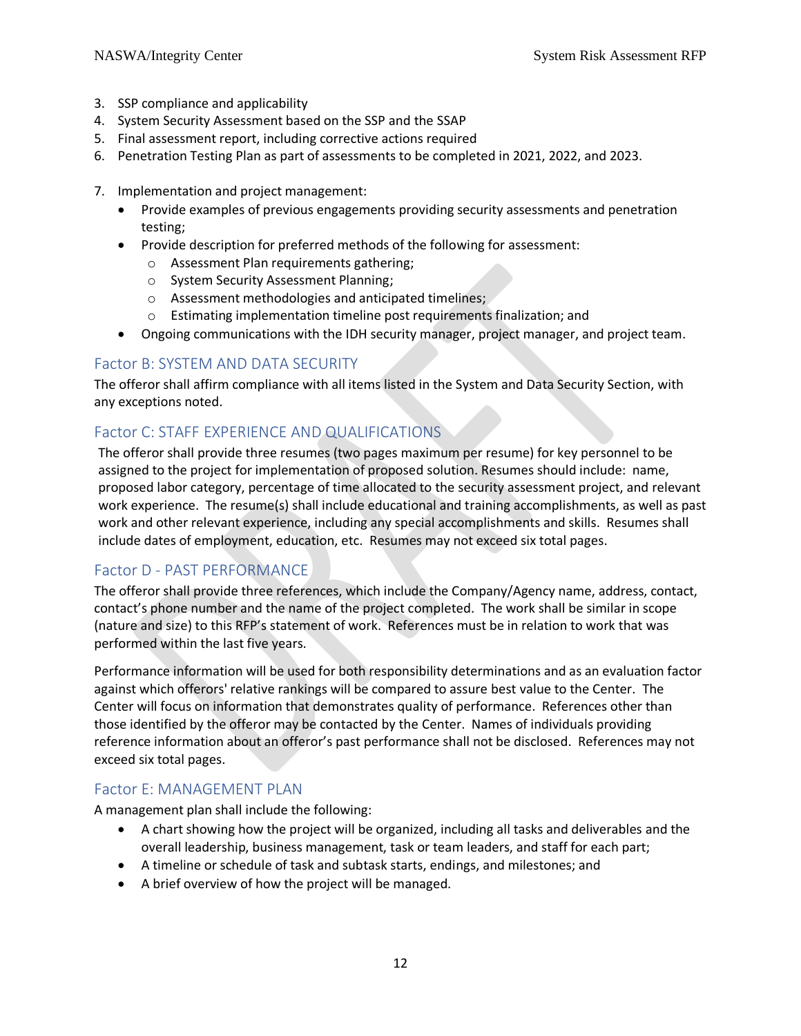3. SSP compliance and applicability
4. System Security Assessment based on the SSP and the SSAP
5. Final assessment report, including corrective actions required
6. Penetration Testing Plan as part of assessments to be completed in 2021, 2022, and 2023.

7. Implementation and project management:
   - Provide examples of previous engagements providing security assessments and penetration testing;
   - Provide description for preferred methods of the following for assessment:
     - Assessment Plan requirements gathering;
     - System Security Assessment Planning;
     - Assessment methodologies and anticipated timelines;
     - Estimating implementation timeline post requirements finalization; and
   - Ongoing communications with the IDH security manager, project manager, and project team.

### Factor B: SYSTEM AND DATA SECURITY

The offeror shall affirm compliance with all items listed in the System and Data Security Section, with any exceptions noted.

### Factor C: STAFF EXPERIENCE AND QUALIFICATIONS

The offeror shall provide three resumes (two pages maximum per resume) for key personnel to be assigned to the project for implementation of proposed solution. Resumes should include: name, proposed labor category, percentage of time allocated to the security assessment project, and relevant work experience. The resume(s) shall include educational and training accomplishments, as well as past work and other relevant experience, including any special accomplishments and skills. Resumes shall include dates of employment, education, etc. Resumes may not exceed six total pages.

### Factor D - PAST PERFORMANCE

The offeror shall provide three references, which include the Company/Agency name, address, contact, contact's phone number and the name of the project completed. The work shall be similar in scope (nature and size) to this RFP's statement of work. References must be in relation to work that was performed within the last five years.

Performance information will be used for both responsibility determinations and as an evaluation factor against which offerors' relative rankings will be compared to assure best value to the Center. The Center will focus on information that demonstrates quality of performance. References other than those identified by the offeror may be contacted by the Center. Names of individuals providing reference information about an offeror's past performance shall not be disclosed. References may not exceed six total pages.

### Factor E: MANAGEMENT PLAN

A management plan shall include the following:

- A chart showing how the project will be organized, including all tasks and deliverables and the overall leadership, business management, task or team leaders, and staff for each part;
- A timeline or schedule of task and subtask starts, endings, and milestones; and
- A brief overview of how the project will be managed.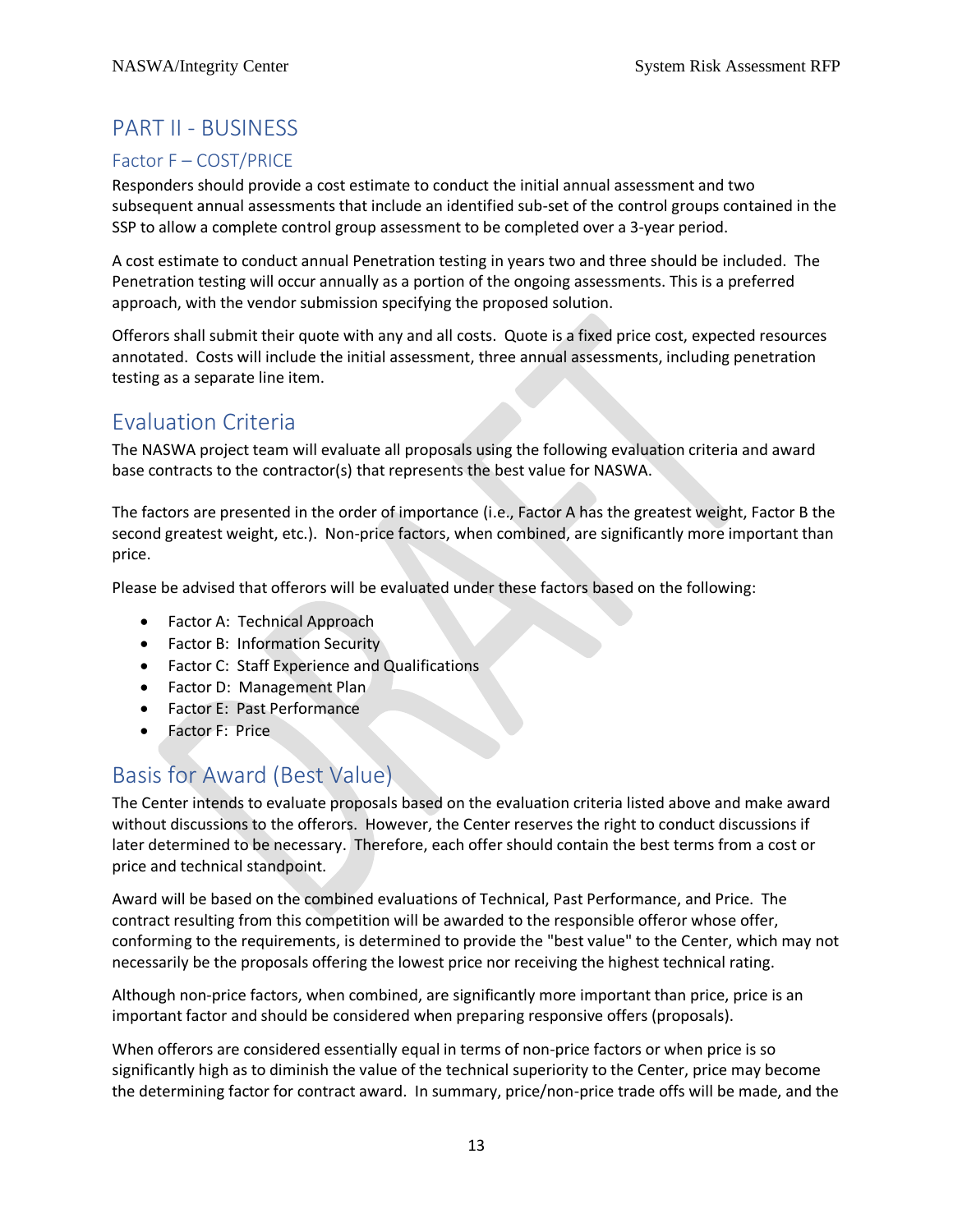# PART II - BUSINESS

## Factor F – COST/PRICE

Responders should provide a cost estimate to conduct the initial annual assessment and two subsequent annual assessments that include an identified sub-set of the control groups contained in the SSP to allow a complete control group assessment to be completed over a 3-year period.

A cost estimate to conduct annual Penetration testing in years two and three should be included. The Penetration testing will occur annually as a portion of the ongoing assessments. This is a preferred approach, with the vendor submission specifying the proposed solution.

Offerors shall submit their quote with any and all costs. Quote is a fixed price cost, expected resources annotated. Costs will include the initial assessment, three annual assessments, including penetration testing as a separate line item.

# Evaluation Criteria

The NASWA project team will evaluate all proposals using the following evaluation criteria and award base contracts to the contractor(s) that represents the best value for NASWA.

The factors are presented in the order of importance (i.e., Factor A has the greatest weight, Factor B the second greatest weight, etc.). Non-price factors, when combined, are significantly more important than price.

Please be advised that offerors will be evaluated under these factors based on the following:

- Factor A: Technical Approach
- Factor B: Information Security
- Factor C: Staff Experience and Qualifications
- Factor D: Management Plan
- Factor E: Past Performance
- Factor F: Price

# Basis for Award (Best Value)

The Center intends to evaluate proposals based on the evaluation criteria listed above and make award without discussions to the offerors. However, the Center reserves the right to conduct discussions if later determined to be necessary. Therefore, each offer should contain the best terms from a cost or price and technical standpoint.

Award will be based on the combined evaluations of Technical, Past Performance, and Price. The contract resulting from this competition will be awarded to the responsible offeror whose offer, conforming to the requirements, is determined to provide the "best value" to the Center, which may not necessarily be the proposals offering the lowest price nor receiving the highest technical rating.

Although non-price factors, when combined, are significantly more important than price, price is an important factor and should be considered when preparing responsive offers (proposals).

When offerors are considered essentially equal in terms of non-price factors or when price is so significantly high as to diminish the value of the technical superiority to the Center, price may become the determining factor for contract award. In summary, price/non-price trade offs will be made, and the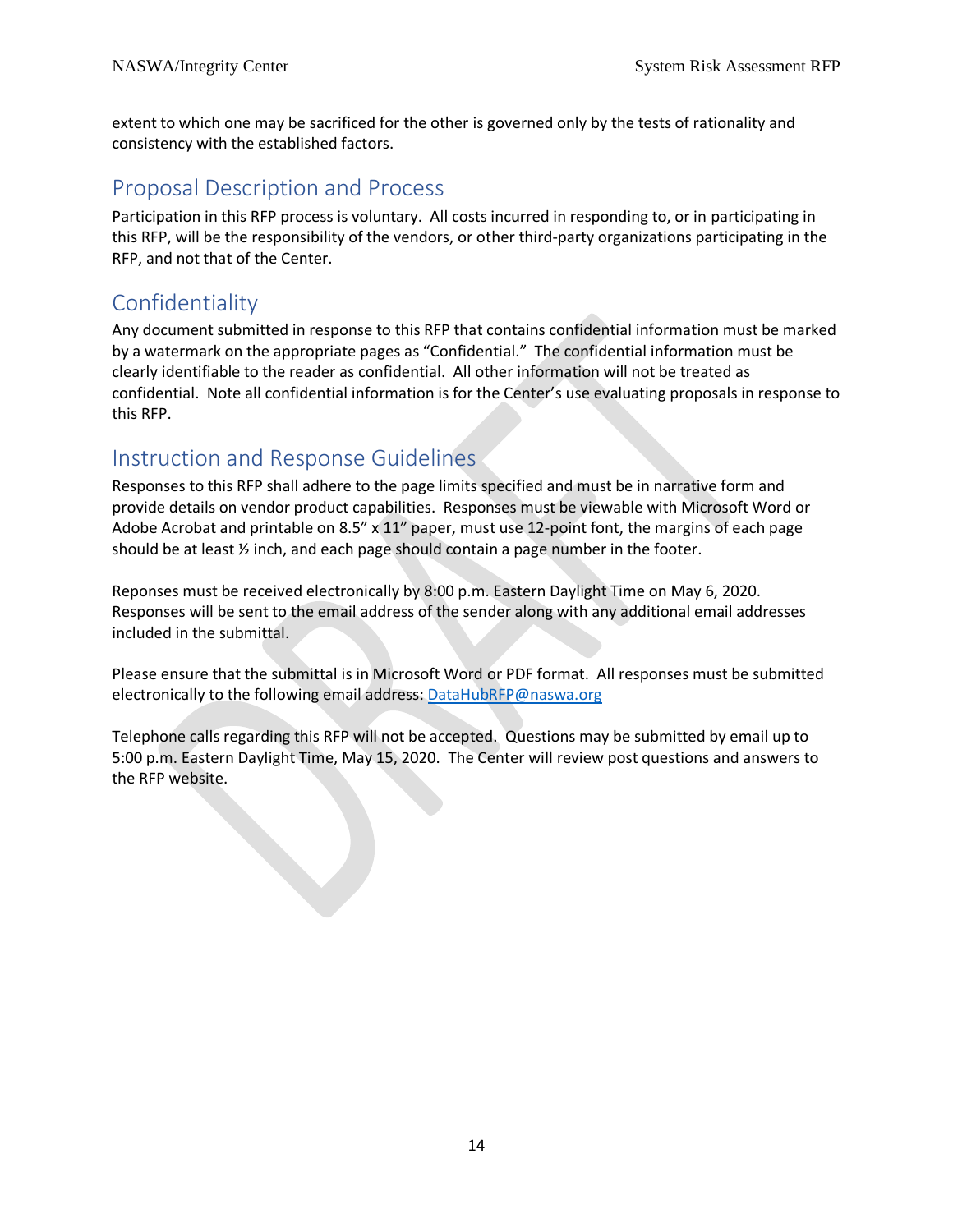extent to which one may be sacrificed for the other is governed only by the tests of rationality and consistency with the established factors.

## Proposal Description and Process

Participation in this RFP process is voluntary. All costs incurred in responding to, or in participating in this RFP, will be the responsibility of the vendors, or other third-party organizations participating in the RFP, and not that of the Center.

## Confidentiality

Any document submitted in response to this RFP that contains confidential information must be marked by a watermark on the appropriate pages as "Confidential." The confidential information must be clearly identifiable to the reader as confidential. All other information will not be treated as confidential. Note all confidential information is for the Center's use evaluating proposals in response to this RFP.

## Instruction and Response Guidelines

Responses to this RFP shall adhere to the page limits specified and must be in narrative form and provide details on vendor product capabilities. Responses must be viewable with Microsoft Word or Adobe Acrobat and printable on 8.5" x 11" paper, must use 12-point font, the margins of each page should be at least ½ inch, and each page should contain a page number in the footer.

Reponses must be received electronically by 8:00 p.m. Eastern Daylight Time on May 6, 2020. Responses will be sent to the email address of the sender along with any additional email addresses included in the submittal.

Please ensure that the submittal is in Microsoft Word or PDF format. All responses must be submitted electronically to the following email address: DataHubRFP@naswa.org

Telephone calls regarding this RFP will not be accepted. Questions may be submitted by email up to 5:00 p.m. Eastern Daylight Time, May 15, 2020. The Center will review post questions and answers to the RFP website.